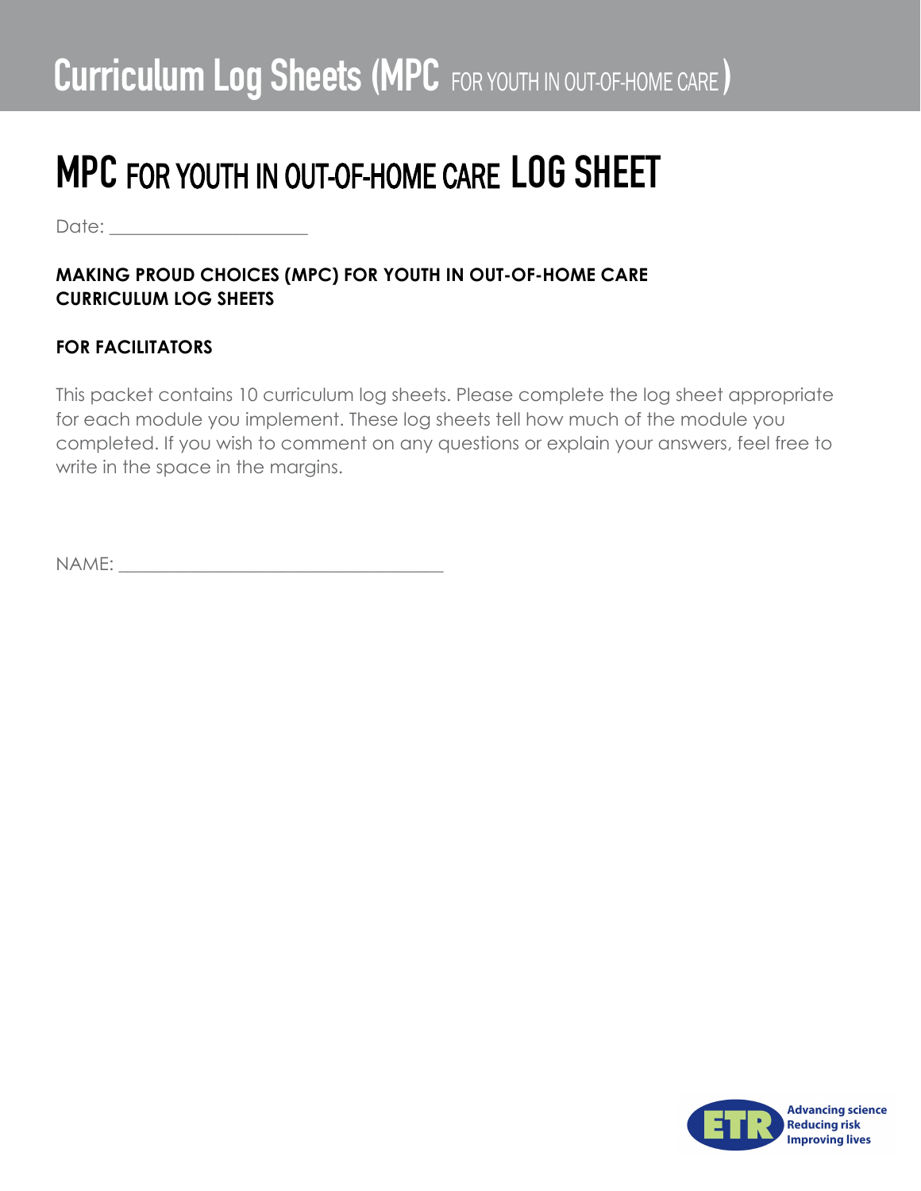# Curriculum Log Sheets (MPC FOR YOUTH IN OUT-OF-HOME CARE)

## MPC FOR YOUTH IN OUT-OF-HOME CARE LOG SHEET

Date: ______________________

**MAKING PROUD CHOICES (MPC) FOR YOUTH IN OUT-OF-HOME CARE CURRICULUM LOG SHEETS**

**FOR FACILITATORS**

This packet contains 10 curriculum log sheets. Please complete the log sheet appropriate for each module you implement. These log sheets tell how much of the module you completed. If you wish to comment on any questions or explain your answers, feel free to write in the space in the margins.

NAME: ____________________________________

ETR Advancing science Reducing risk Improving lives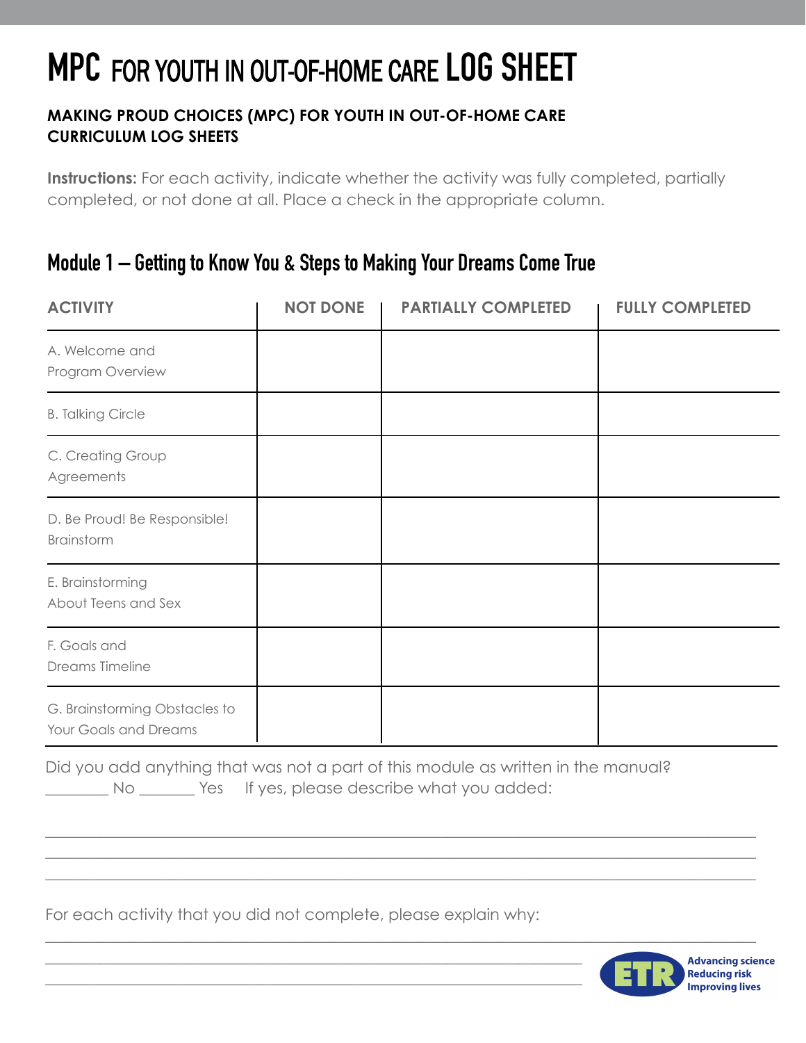# MPC FOR YOUTH IN OUT-OF-HOME CARE LOG SHEET

**MAKING PROUD CHOICES (MPC) FOR YOUTH IN OUT-OF-HOME CARE CURRICULUM LOG SHEETS**

**Instructions:** For each activity, indicate whether the activity was fully completed, partially completed, or not done at all. Place a check in the appropriate column.

## Module 1 – Getting to Know You & Steps to Making Your Dreams Come True

| ACTIVITY | NOT DONE | PARTIALLY COMPLETED | FULLY COMPLETED |
|---|---|---|---|
| A. Welcome and Program Overview | | | |
| B. Talking Circle | | | |
| C. Creating Group Agreements | | | |
| D. Be Proud! Be Responsible! Brainstorm | | | |
| E. Brainstorming About Teens and Sex | | | |
| F. Goals and Dreams Timeline | | | |
| G. Brainstorming Obstacles to Your Goals and Dreams | | | |

Did you add anything that was not a part of this module as written in the manual?
________ No _______ Yes   If yes, please describe what you added:

______________________________________________________________________________
______________________________________________________________________________
______________________________________________________________________________

For each activity that you did not complete, please explain why:

______________________________________________________________________________
______________________________________________________________________________
______________________________________________________________________________

ETR
Advancing science
Reducing risk
Improving lives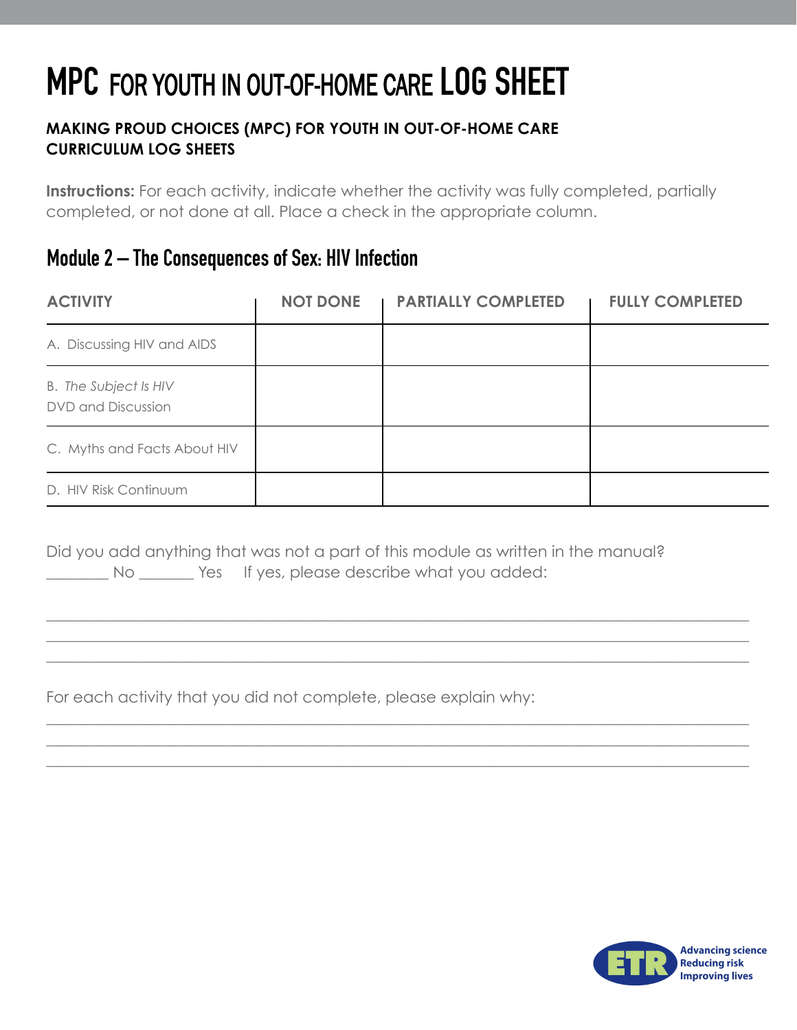# MPC FOR YOUTH IN OUT-OF-HOME CARE LOG SHEET

**MAKING PROUD CHOICES (MPC) FOR YOUTH IN OUT-OF-HOME CARE CURRICULUM LOG SHEETS**

**Instructions:** For each activity, indicate whether the activity was fully completed, partially completed, or not done at all. Place a check in the appropriate column.

## Module 2 – The Consequences of Sex: HIV Infection

| ACTIVITY | NOT DONE | PARTIALLY COMPLETED | FULLY COMPLETED |
|---|---|---|---|
| A. Discussing HIV and AIDS | | | |
| B. *The Subject Is HIV* DVD and Discussion | | | |
| C. Myths and Facts About HIV | | | |
| D. HIV Risk Continuum | | | |

Did you add anything that was not a part of this module as written in the manual?
________ No _______ Yes     If yes, please describe what you added:

______________________________________________________________________________
______________________________________________________________________________
______________________________________________________________________________

For each activity that you did not complete, please explain why:

______________________________________________________________________________
______________________________________________________________________________
______________________________________________________________________________

ETR Advancing science Reducing risk Improving lives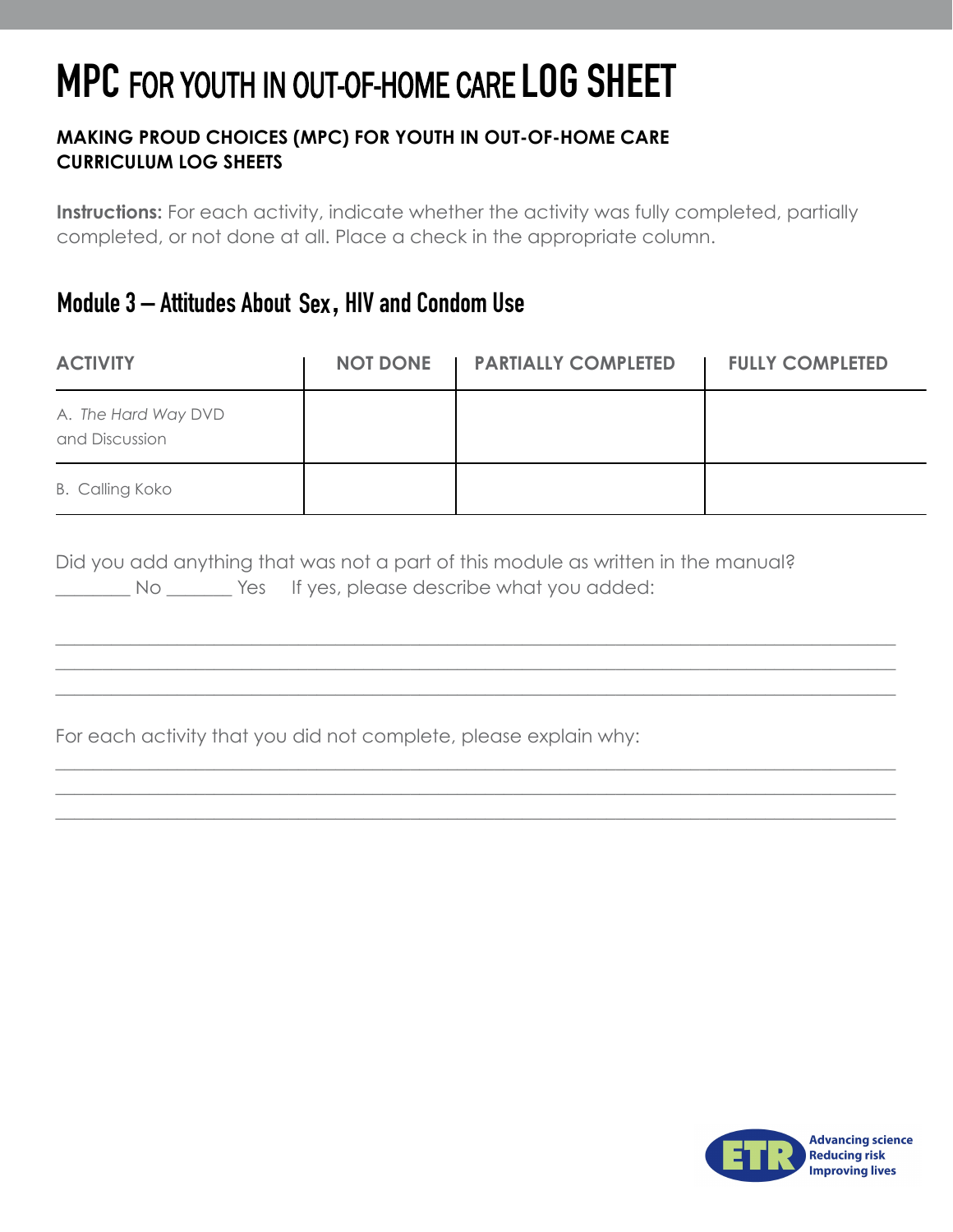# MPC FOR YOUTH IN OUT-OF-HOME CARE LOG SHEET

**MAKING PROUD CHOICES (MPC) FOR YOUTH IN OUT-OF-HOME CARE CURRICULUM LOG SHEETS**

**Instructions:** For each activity, indicate whether the activity was fully completed, partially completed, or not done at all. Place a check in the appropriate column.

## Module 3 – Attitudes About Sex, HIV and Condom Use

| ACTIVITY | NOT DONE | PARTIALLY COMPLETED | FULLY COMPLETED |
|---|---|---|---|
| A. *The Hard Way* DVD and Discussion | | | |
| B. Calling Koko | | | |

Did you add anything that was not a part of this module as written in the manual?
________ No _______ Yes   If yes, please describe what you added:

______________________________________________________________________________
______________________________________________________________________________
______________________________________________________________________________

For each activity that you did not complete, please explain why:

______________________________________________________________________________
______________________________________________________________________________
______________________________________________________________________________

ETR Advancing science Reducing risk Improving lives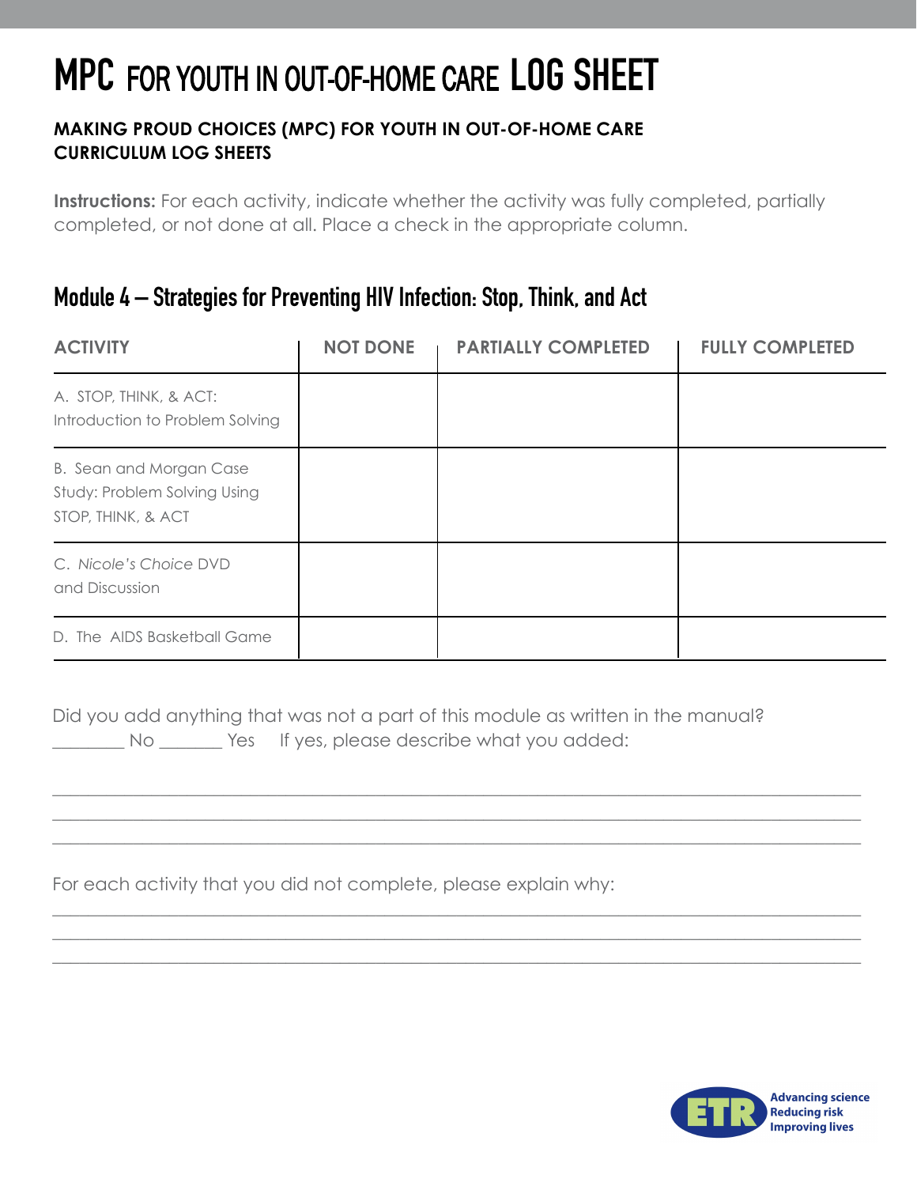# MPC FOR YOUTH IN OUT-OF-HOME CARE LOG SHEET

**MAKING PROUD CHOICES (MPC) FOR YOUTH IN OUT-OF-HOME CARE CURRICULUM LOG SHEETS**

**Instructions:** For each activity, indicate whether the activity was fully completed, partially completed, or not done at all. Place a check in the appropriate column.

## Module 4 – Strategies for Preventing HIV Infection: Stop, Think, and Act

| ACTIVITY | NOT DONE | PARTIALLY COMPLETED | FULLY COMPLETED |
|---|---|---|---|
| A. STOP, THINK, & ACT: Introduction to Problem Solving | | | |
| B. Sean and Morgan Case Study: Problem Solving Using STOP, THINK, & ACT | | | |
| C. *Nicole's Choice* DVD and Discussion | | | |
| D. The AIDS Basketball Game | | | |

Did you add anything that was not a part of this module as written in the manual?
________ No _______ Yes  If yes, please describe what you added:

______________________________________________________________________________

______________________________________________________________________________

______________________________________________________________________________

For each activity that you did not complete, please explain why:

______________________________________________________________________________

______________________________________________________________________________

______________________________________________________________________________

ETR Advancing science Reducing risk Improving lives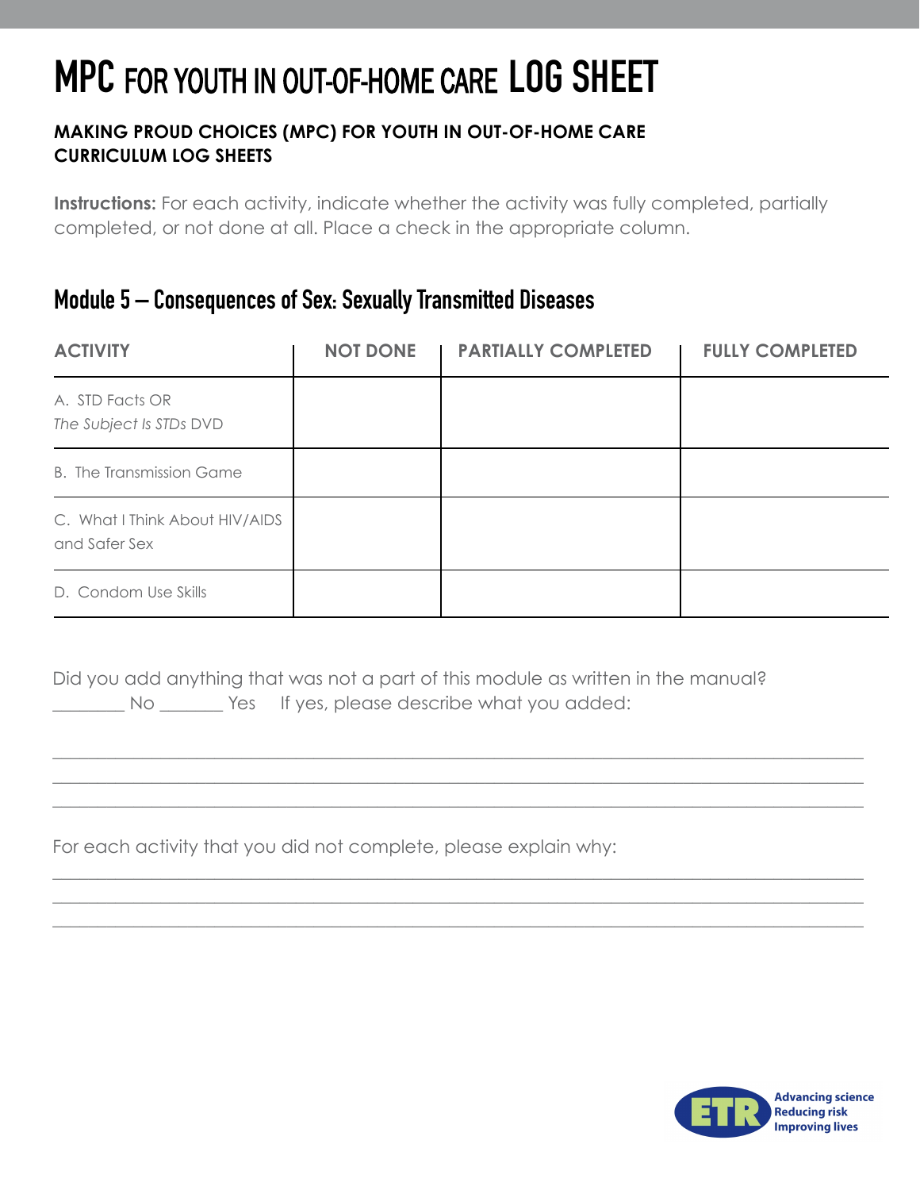# MPC FOR YOUTH IN OUT-OF-HOME CARE LOG SHEET

**MAKING PROUD CHOICES (MPC) FOR YOUTH IN OUT-OF-HOME CARE CURRICULUM LOG SHEETS**

**Instructions:** For each activity, indicate whether the activity was fully completed, partially completed, or not done at all. Place a check in the appropriate column.

## Module 5 – Consequences of Sex: Sexually Transmitted Diseases

| ACTIVITY | NOT DONE | PARTIALLY COMPLETED | FULLY COMPLETED |
|---|---|---|---|
| A. STD Facts OR *The Subject Is STDs* DVD | | | |
| B. The Transmission Game | | | |
| C. What I Think About HIV/AIDS and Safer Sex | | | |
| D. Condom Use Skills | | | |

Did you add anything that was not a part of this module as written in the manual?
________ No _______ Yes If yes, please describe what you added:

______________________________________________________________________________
______________________________________________________________________________
______________________________________________________________________________

For each activity that you did not complete, please explain why:

______________________________________________________________________________
______________________________________________________________________________
______________________________________________________________________________

ETR Advancing science Reducing risk Improving lives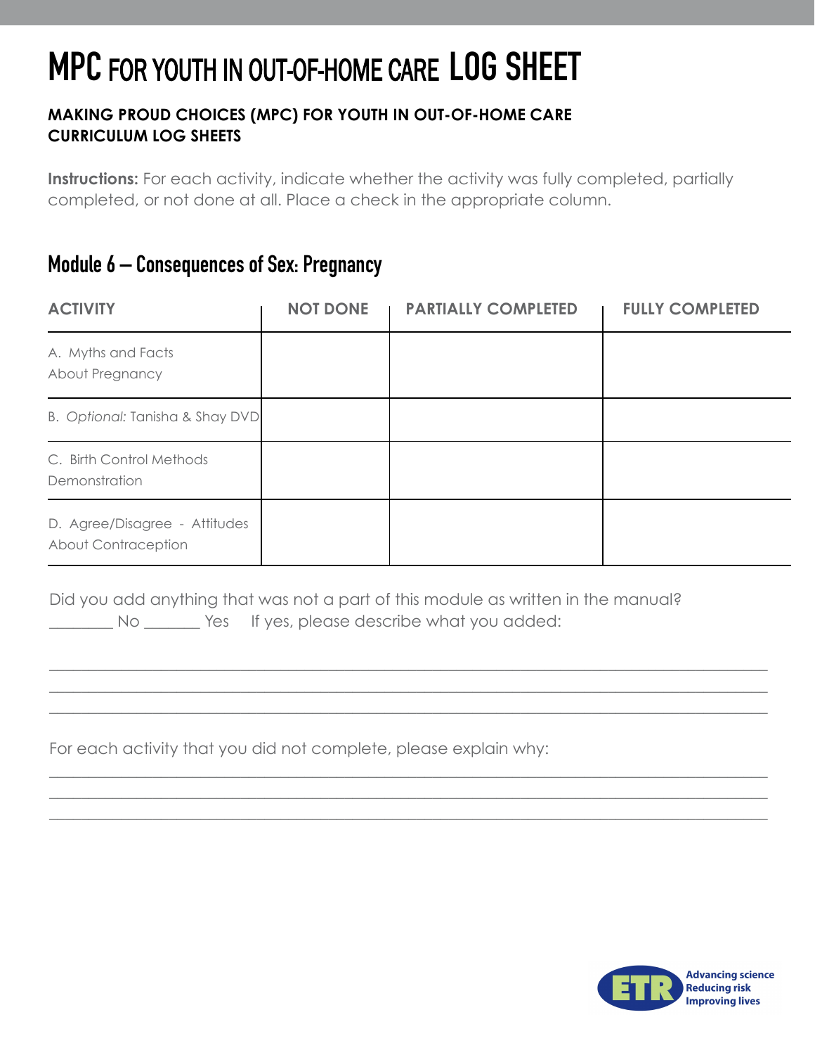# MPC FOR YOUTH IN OUT-OF-HOME CARE LOG SHEET

**MAKING PROUD CHOICES (MPC) FOR YOUTH IN OUT-OF-HOME CARE CURRICULUM LOG SHEETS**

**Instructions:** For each activity, indicate whether the activity was fully completed, partially completed, or not done at all. Place a check in the appropriate column.

## Module 6 – Consequences of Sex: Pregnancy

| ACTIVITY | NOT DONE | PARTIALLY COMPLETED | FULLY COMPLETED |
|---|---|---|---|
| A. Myths and Facts About Pregnancy | | | |
| B. *Optional:* Tanisha & Shay DVD | | | |
| C. Birth Control Methods Demonstration | | | |
| D. Agree/Disagree - Attitudes About Contraception | | | |

Did you add anything that was not a part of this module as written in the manual?
________ No _______ Yes If yes, please describe what you added:

______________________________________________________________________________

______________________________________________________________________________

______________________________________________________________________________

For each activity that you did not complete, please explain why:

______________________________________________________________________________

______________________________________________________________________________

______________________________________________________________________________

ETR
Advancing science
Reducing risk
Improving lives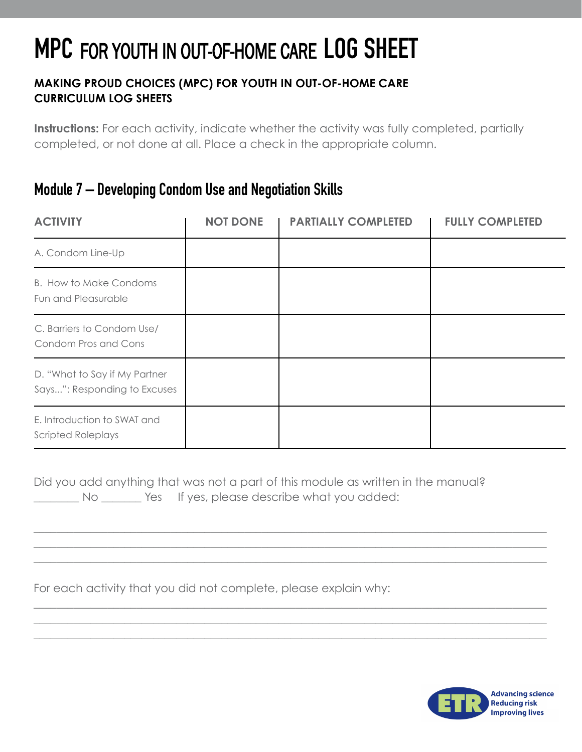# MPC FOR YOUTH IN OUT-OF-HOME CARE LOG SHEET

**MAKING PROUD CHOICES (MPC) FOR YOUTH IN OUT-OF-HOME CARE CURRICULUM LOG SHEETS**

**Instructions:** For each activity, indicate whether the activity was fully completed, partially completed, or not done at all. Place a check in the appropriate column.

## Module 7 – Developing Condom Use and Negotiation Skills

| ACTIVITY | NOT DONE | PARTIALLY COMPLETED | FULLY COMPLETED |
|---|---|---|---|
| A. Condom Line-Up | | | |
| B. How to Make Condoms Fun and Pleasurable | | | |
| C. Barriers to Condom Use/ Condom Pros and Cons | | | |
| D. "What to Say if My Partner Says...": Responding to Excuses | | | |
| E. Introduction to SWAT and Scripted Roleplays | | | |

Did you add anything that was not a part of this module as written in the manual?
________ No _______ Yes If yes, please describe what you added:

_______________________________________________________________________________
_______________________________________________________________________________
_______________________________________________________________________________

For each activity that you did not complete, please explain why:

_______________________________________________________________________________
_______________________________________________________________________________
_______________________________________________________________________________

ETR Advancing science Reducing risk Improving lives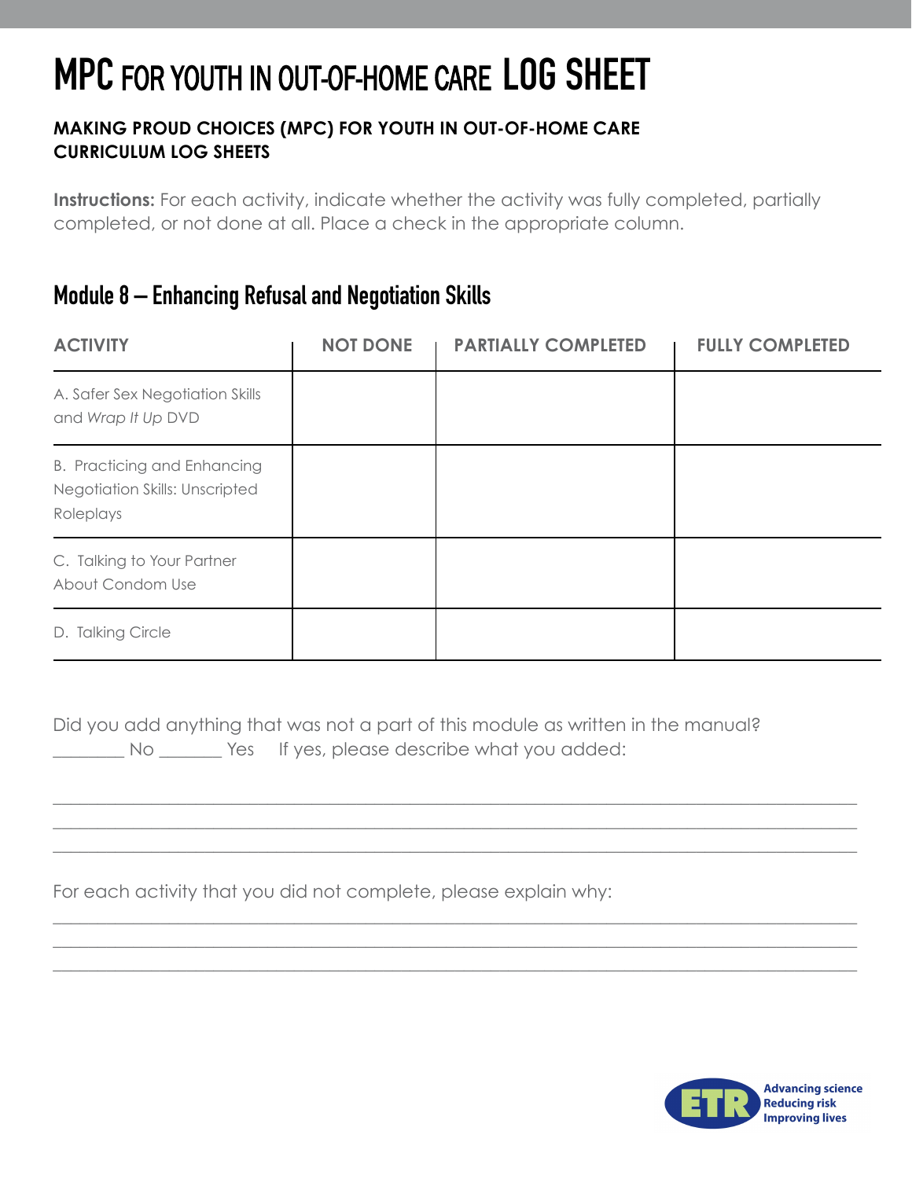# MPC FOR YOUTH IN OUT-OF-HOME CARE LOG SHEET

**MAKING PROUD CHOICES (MPC) FOR YOUTH IN OUT-OF-HOME CARE CURRICULUM LOG SHEETS**

**Instructions:** For each activity, indicate whether the activity was fully completed, partially completed, or not done at all. Place a check in the appropriate column.

## Module 8 – Enhancing Refusal and Negotiation Skills

| ACTIVITY | NOT DONE | PARTIALLY COMPLETED | FULLY COMPLETED |
|---|---|---|---|
| A. Safer Sex Negotiation Skills and *Wrap It Up* DVD | | | |
| B. Practicing and Enhancing Negotiation Skills: Unscripted Roleplays | | | |
| C. Talking to Your Partner About Condom Use | | | |
| D. Talking Circle | | | |

Did you add anything that was not a part of this module as written in the manual?
________ No _______ Yes If yes, please describe what you added:

______________________________________________________________________________
______________________________________________________________________________
______________________________________________________________________________

For each activity that you did not complete, please explain why:

______________________________________________________________________________
______________________________________________________________________________
______________________________________________________________________________

ETR Advancing science Reducing risk Improving lives